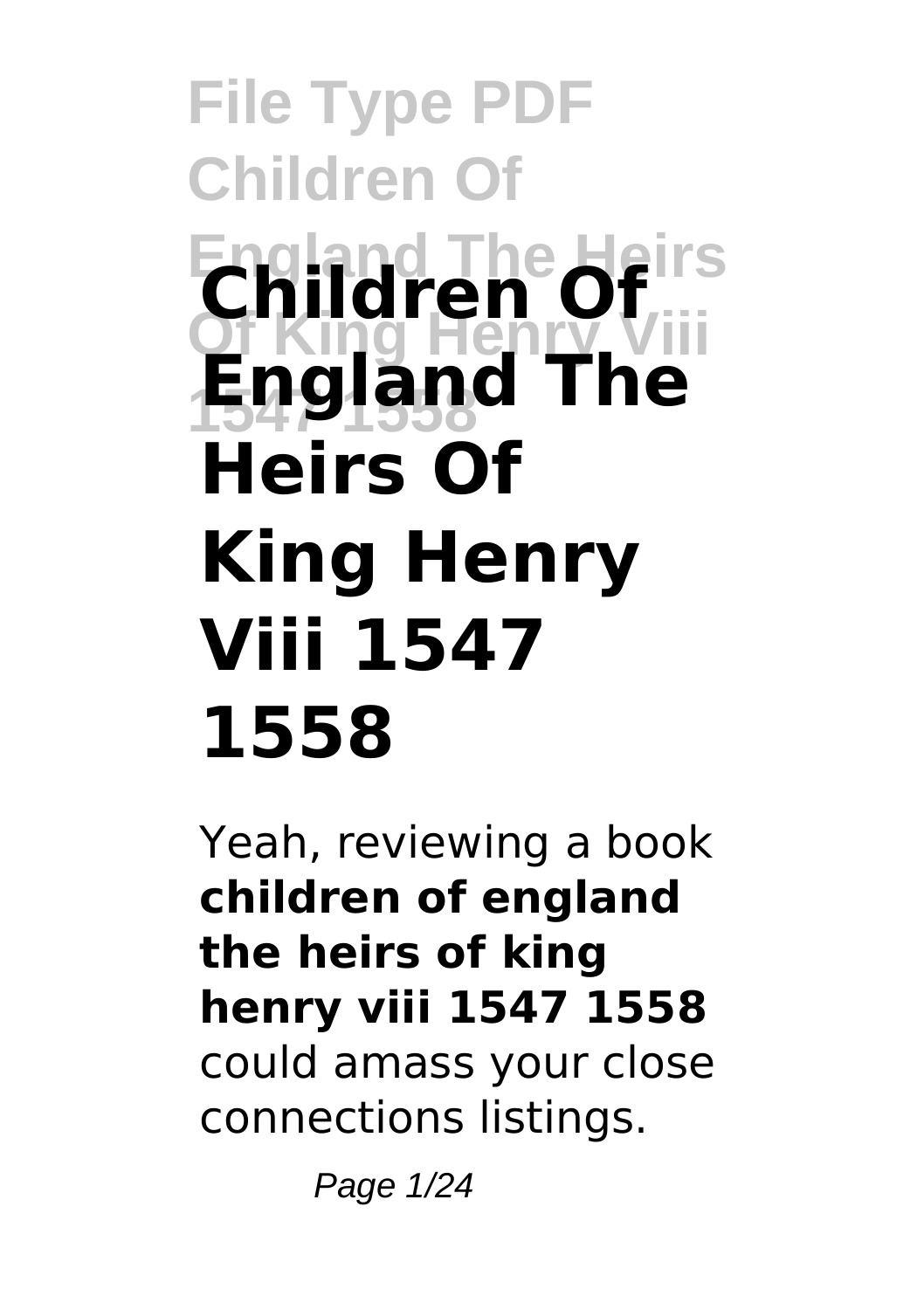# Children Of England The Heirs Of King Henry Viii 1547 1558

Yeah, reviewing a book **children of england the heirs of king henry viii 1547 1558** could amass your close connections listings.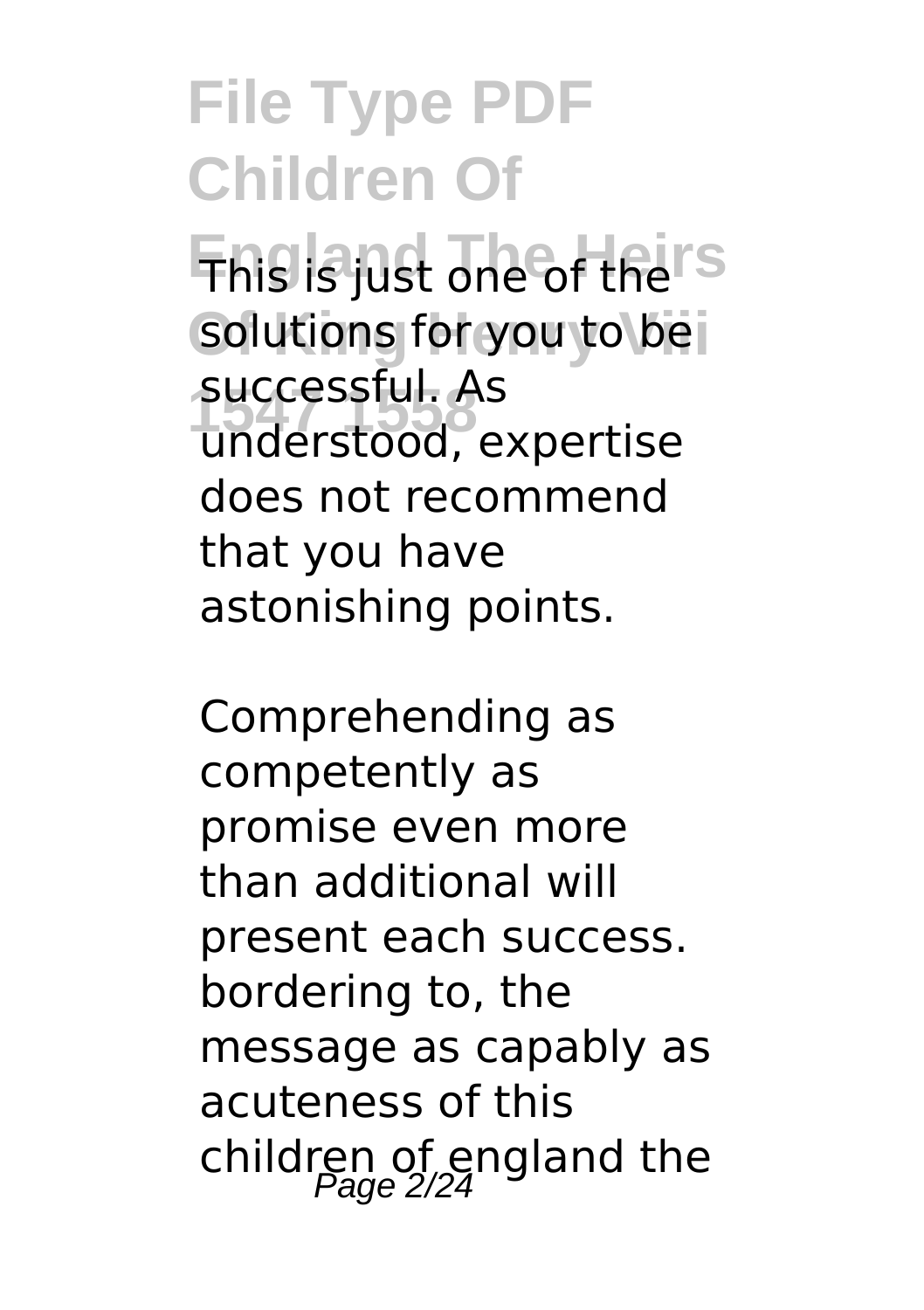This is just one of the solutions for you to be successful. As understood, expertise does not recommend that you have astonishing points.

Comprehending as competently as promise even more than additional will present each success. bordering to, the message as capably as acuteness of this children of england the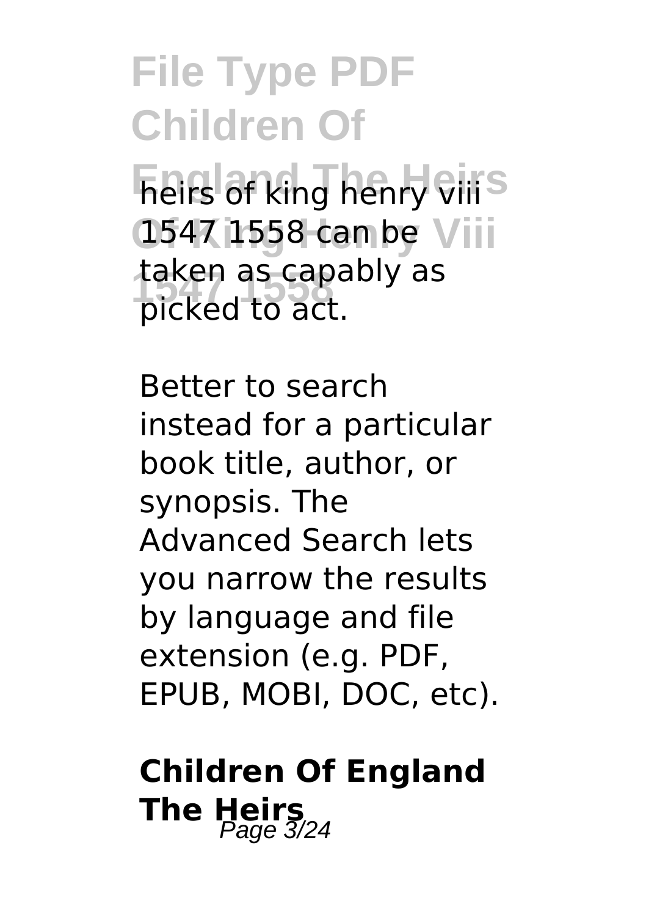heirs of king henry viii 1547 1558 can be taken as capably as picked to act.

Better to search instead for a particular book title, author, or synopsis. The Advanced Search lets you narrow the results by language and file extension (e.g. PDF, EPUB, MOBI, DOC, etc).

## Children Of England The Heirs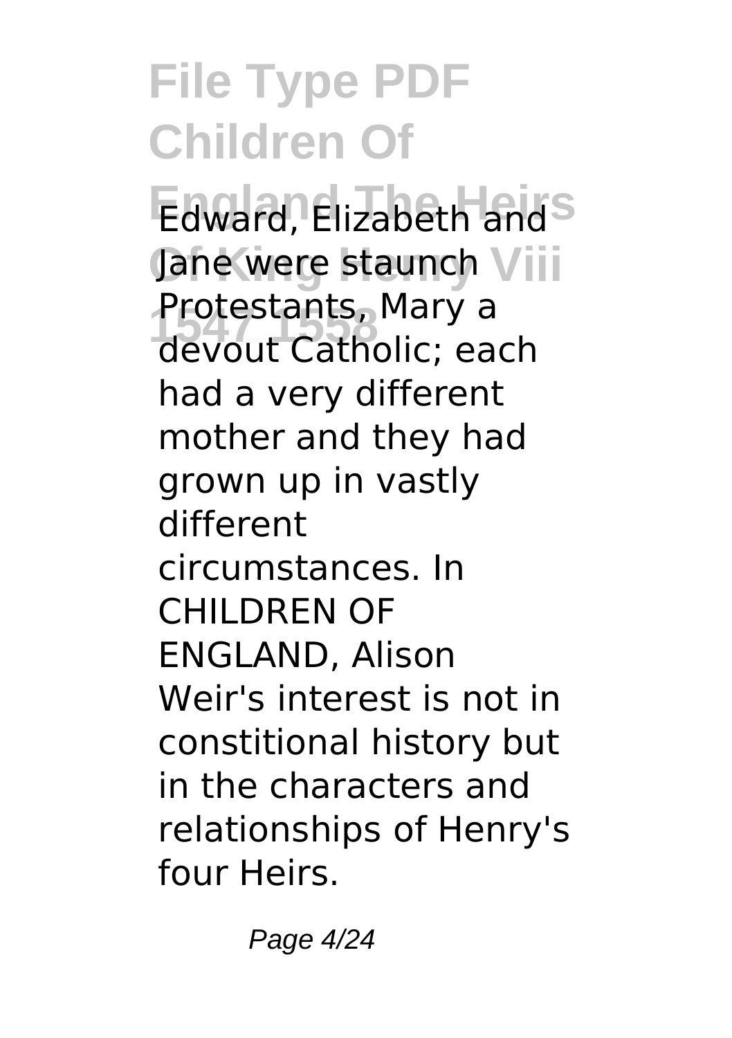Edward, Elizabeth and Jane were staunch Protestants, Mary a devout Catholic; each had a very different mother and they had grown up in vastly different circumstances. In CHILDREN OF ENGLAND, Alison Weir's interest is not in constitional history but in the characters and relationships of Henry's four Heirs.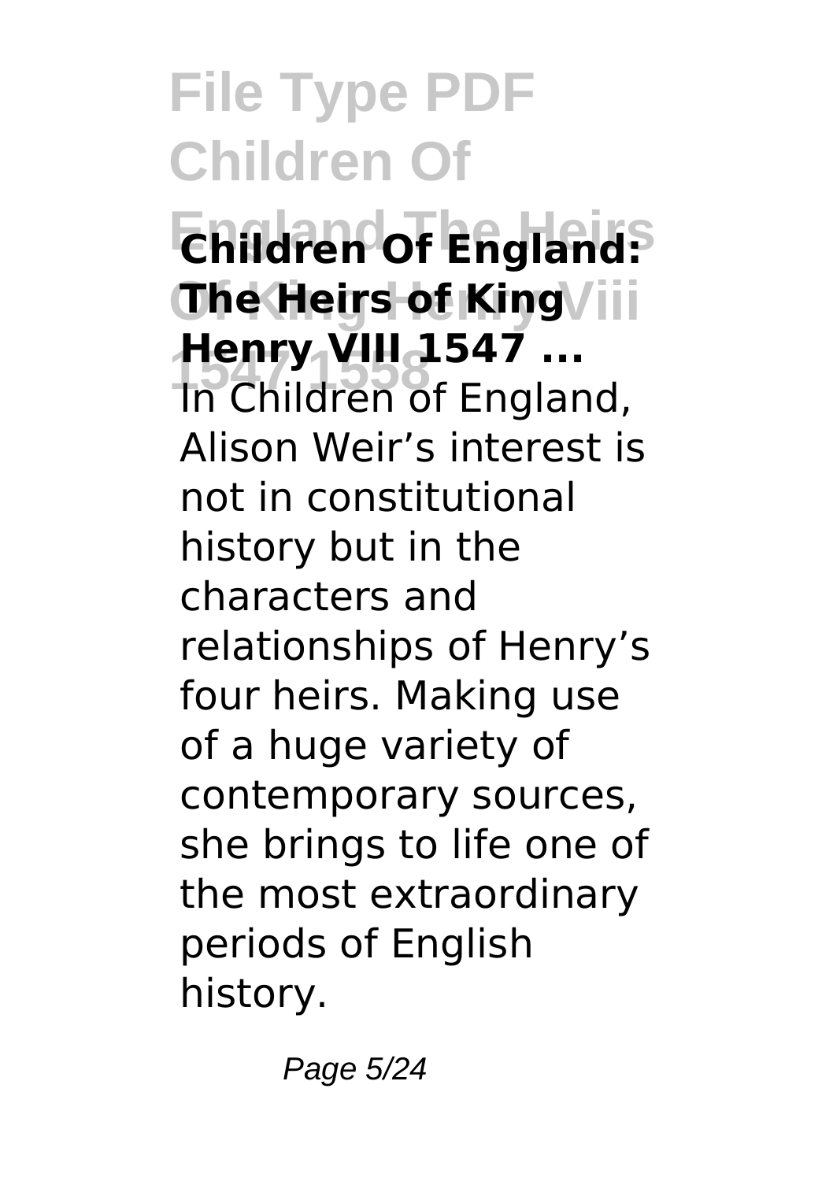**Children Of England: The Heirs of King Henry VIII 1547 ...**

In Children of England, Alison Weir's interest is not in constitutional history but in the characters and relationships of Henry's four heirs. Making use of a huge variety of contemporary sources, she brings to life one of the most extraordinary periods of English history.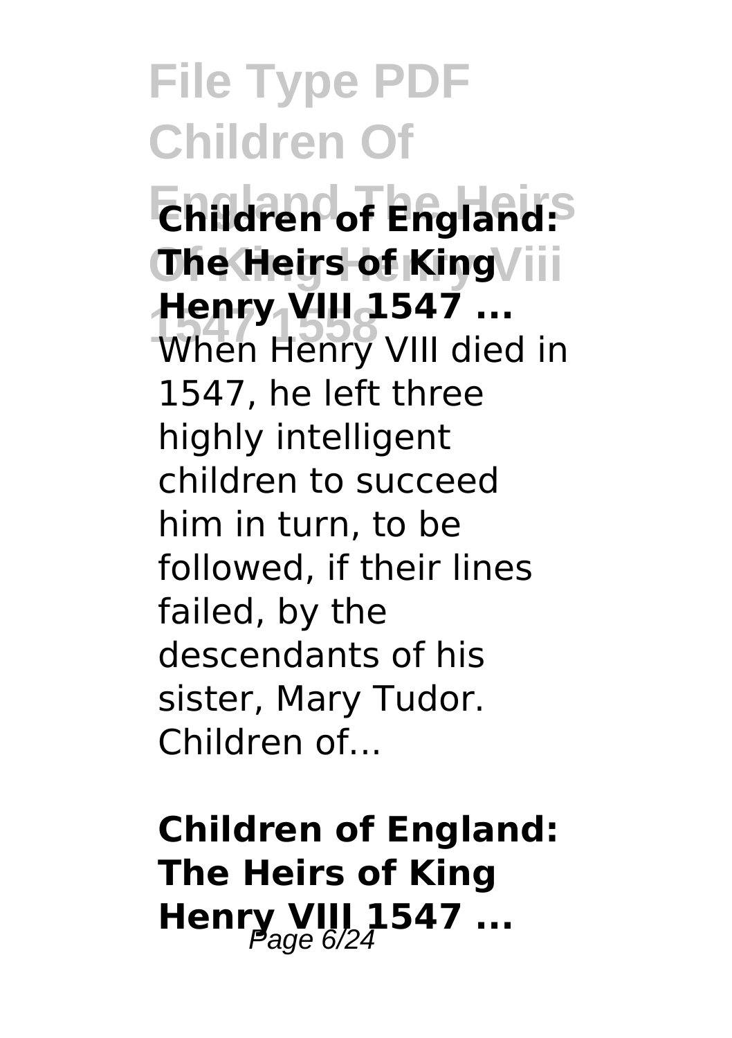**Children of England: The Heirs of King Henry VIII 1547 ...**

When Henry VIII died in 1547, he left three highly intelligent children to succeed him in turn, to be followed, if their lines failed, by the descendants of his sister, Mary Tudor. Children of...

**Children of England: The Heirs of King Henry VIII 1547 ...**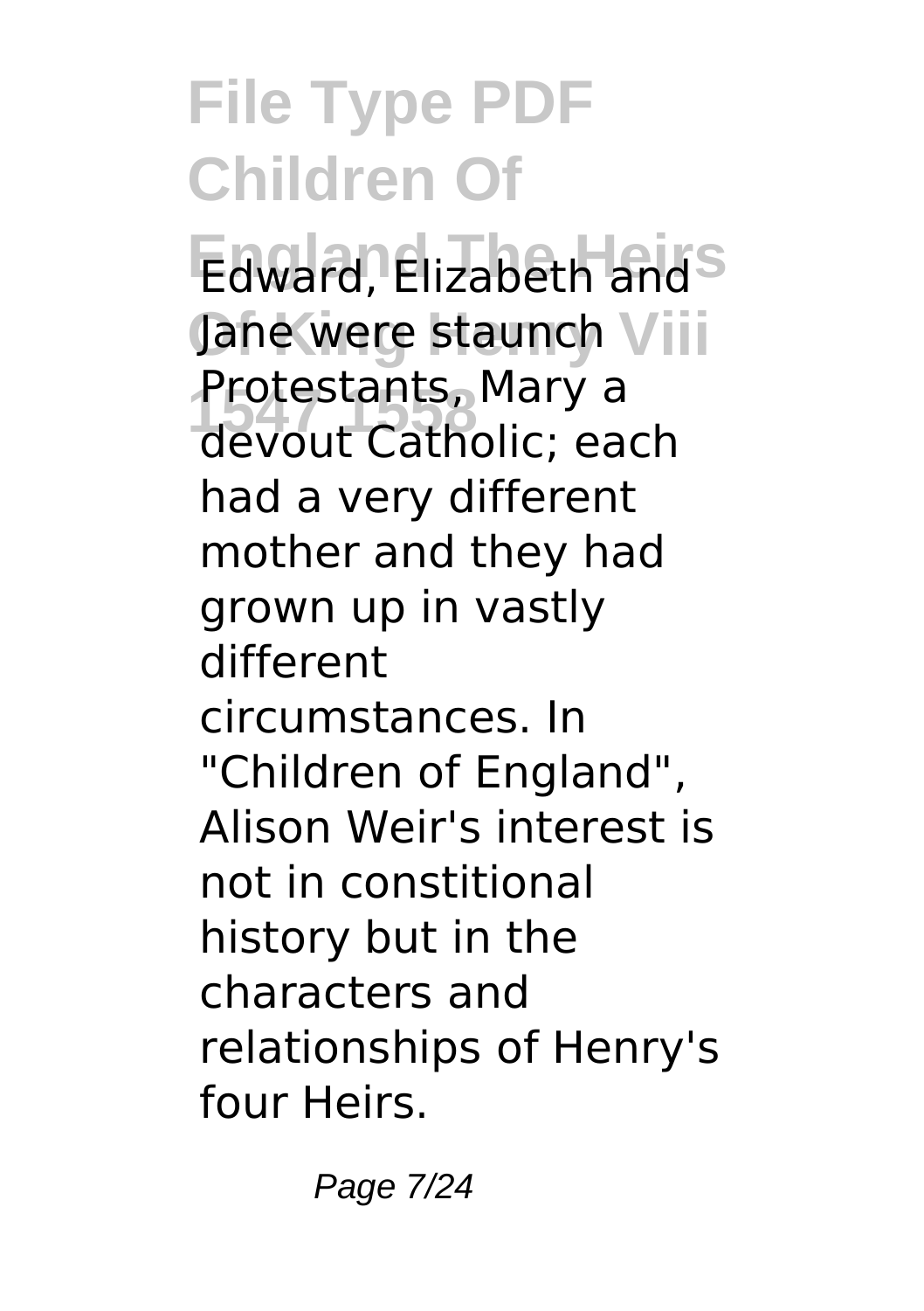Edward, Elizabeth and Jane were staunch Protestants, Mary a devout Catholic; each had a very different mother and they had grown up in vastly different circumstances. In "Children of England", Alison Weir's interest is not in constitional history but in the characters and relationships of Henry's four Heirs.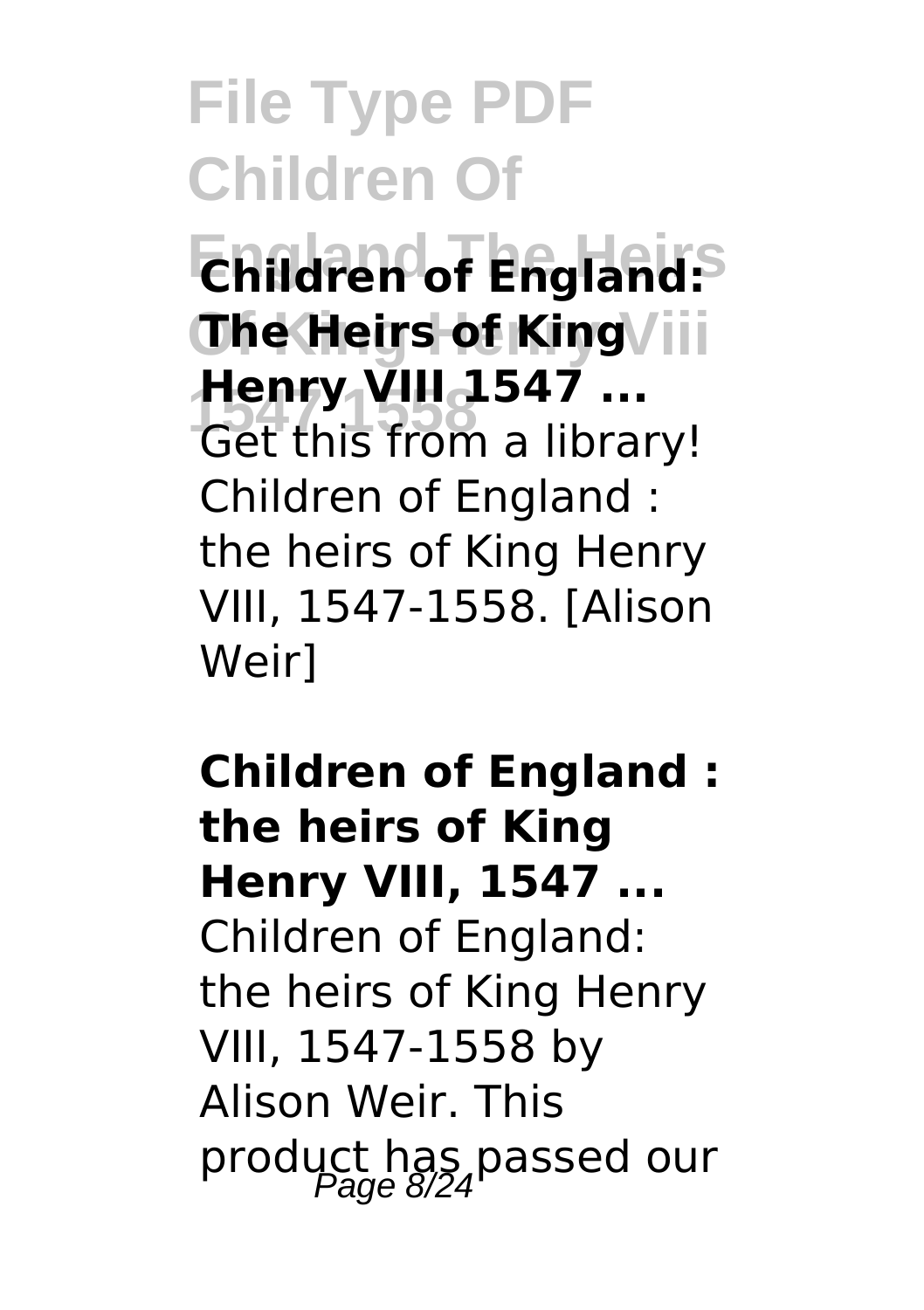**Children of England: The Heirs of King Henry VIII 1547 ...**
Get this from a library! Children of England : the heirs of King Henry VIII, 1547-1558. [Alison Weir]

**Children of England : the heirs of King Henry VIII, 1547 ...**
Children of England: the heirs of King Henry VIII, 1547-1558 by Alison Weir. This product has passed our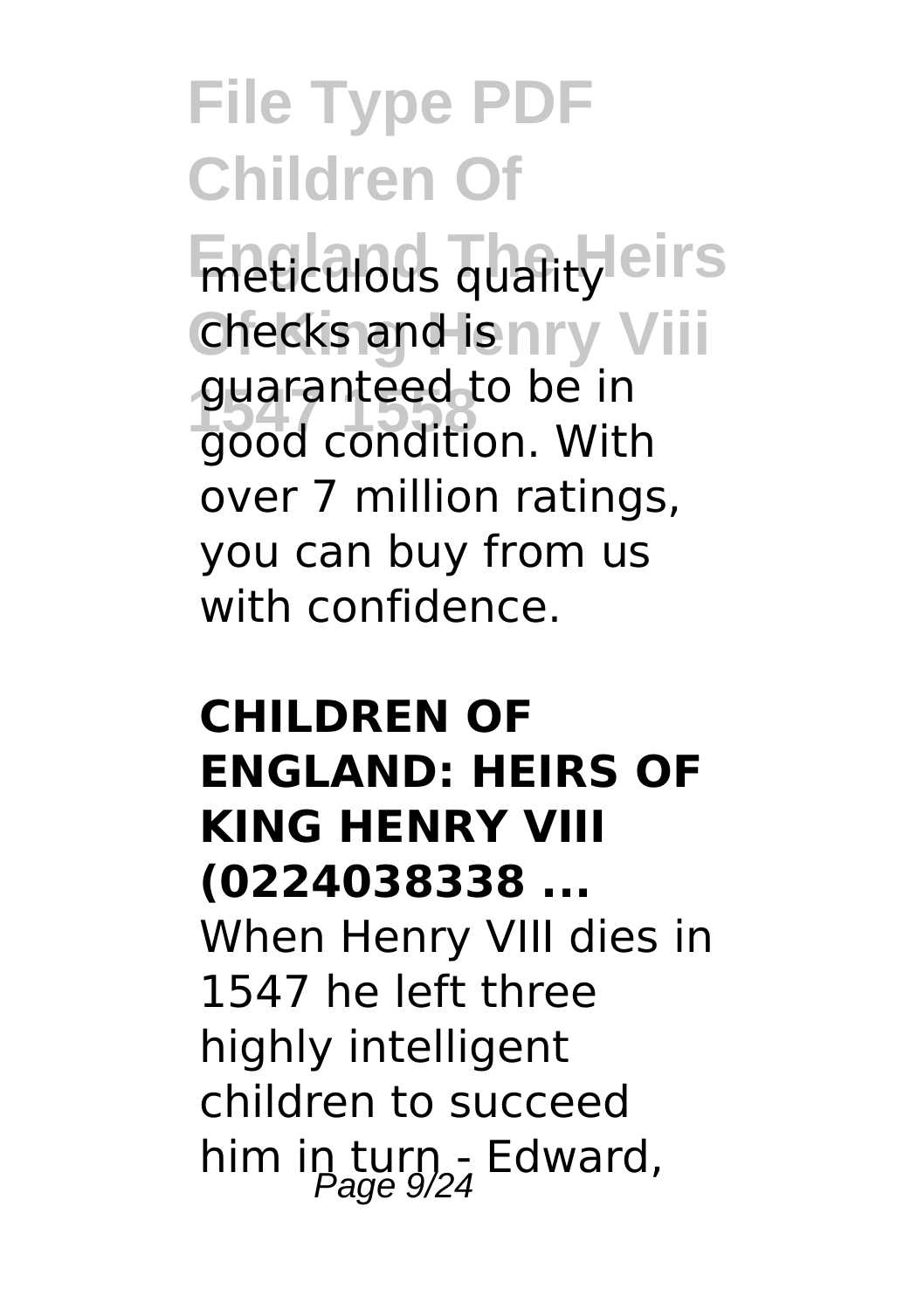meticulous quality checks and is guaranteed to be in good condition. With over 7 million ratings, you can buy from us with confidence.

## CHILDREN OF ENGLAND: HEIRS OF KING HENRY VIII (0224038338 ...

When Henry VIII dies in 1547 he left three highly intelligent children to succeed him in turn - Edward,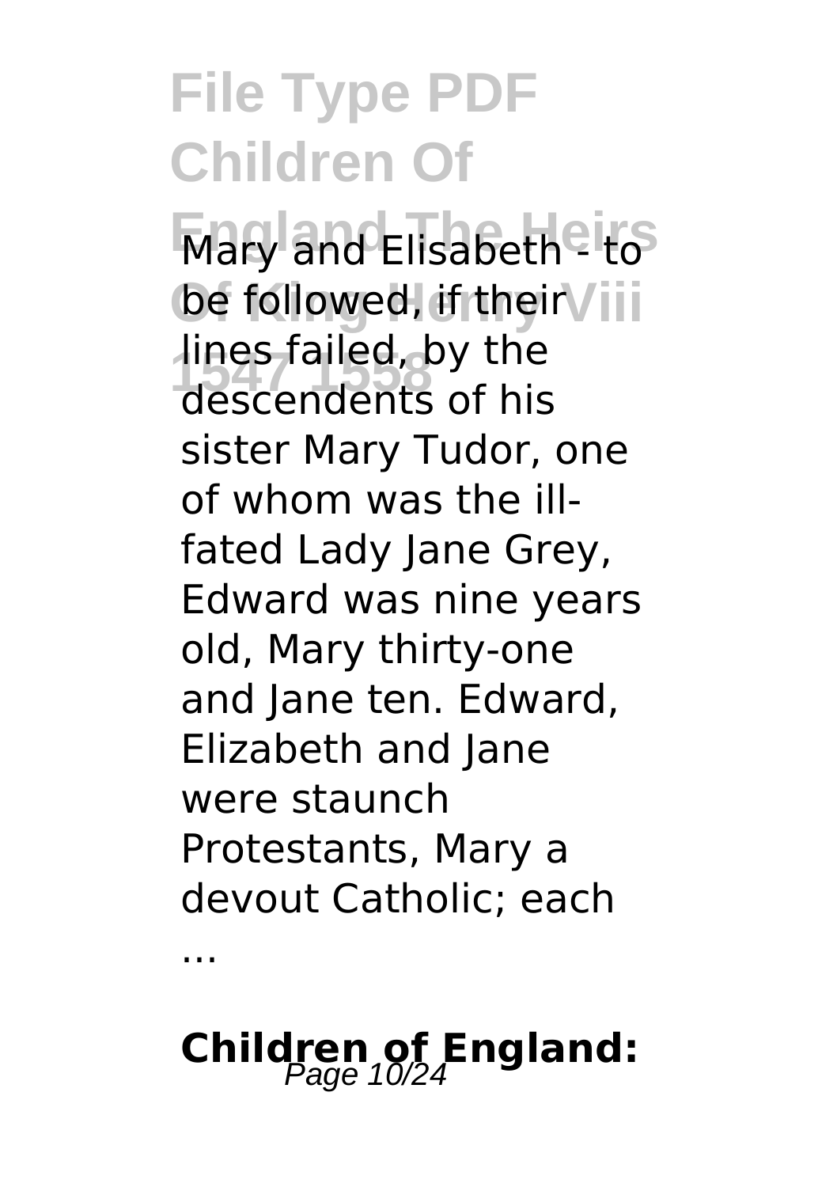# File Type PDF Children Of England The Heirs Of King Henry Viii 1547 1558

Mary and Elisabeth - to be followed, if their lines failed, by the descendents of his sister Mary Tudor, one of whom was the ill-fated Lady Jane Grey, Edward was nine years old, Mary thirty-one and Jane ten. Edward, Elizabeth and Jane were staunch Protestants, Mary a devout Catholic; each ...

**Children of England:**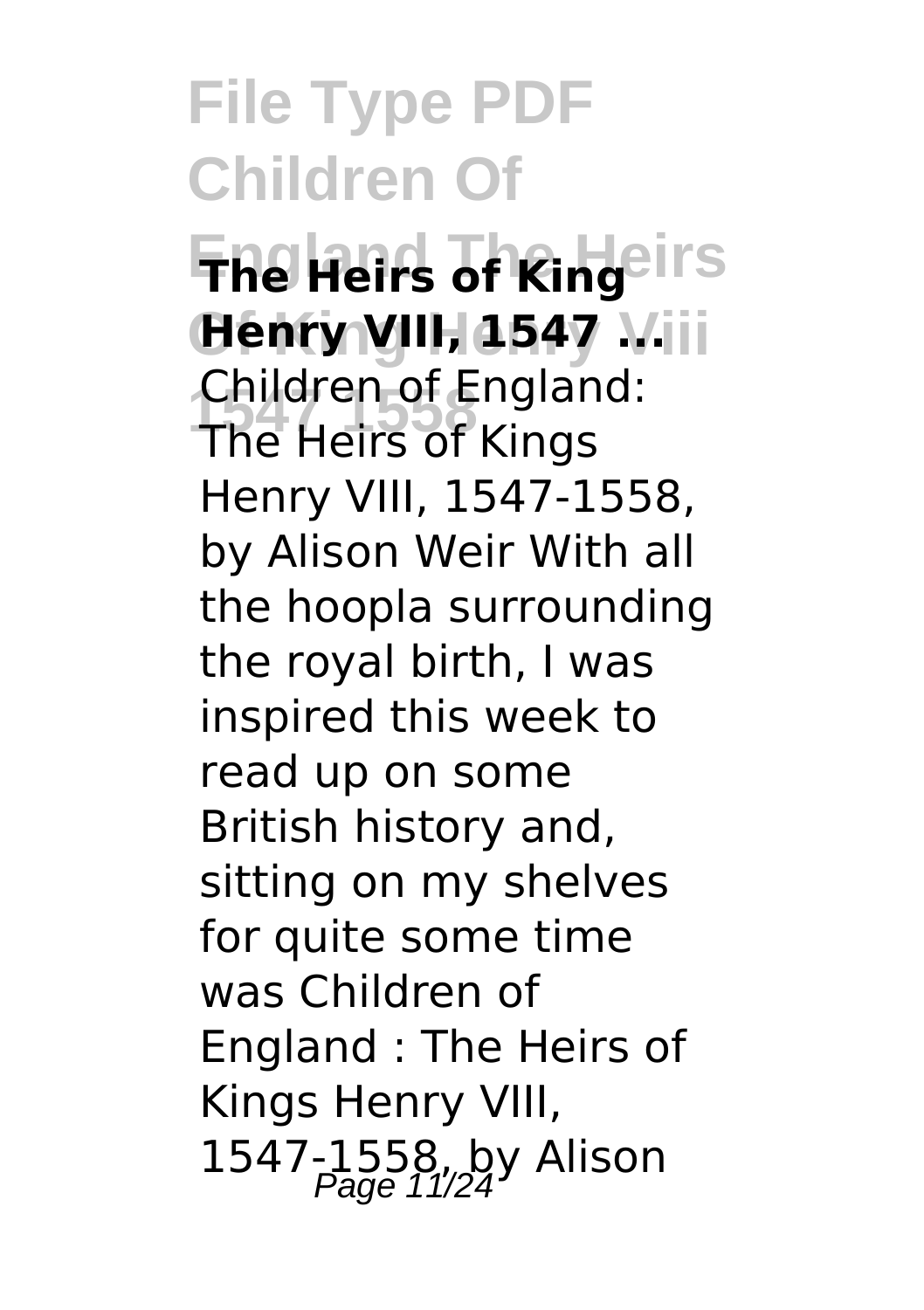**The Heirs of King Henry VIII, 1547 ...**

Children of England: The Heirs of Kings Henry VIII, 1547-1558, by Alison Weir With all the hoopla surrounding the royal birth, I was inspired this week to read up on some British history and, sitting on my shelves for quite some time was Children of England : The Heirs of Kings Henry VIII, 1547-1558, by Alison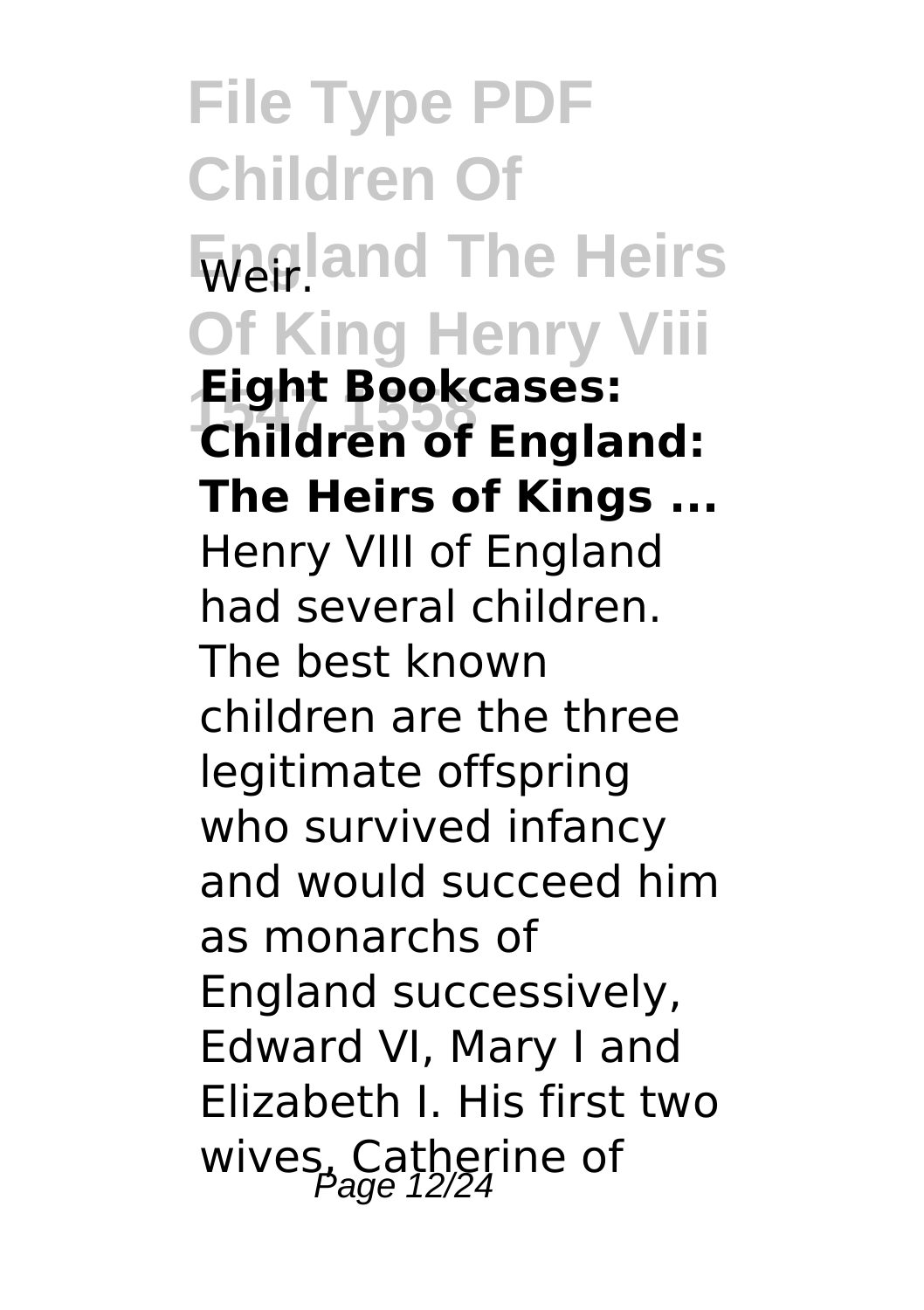Weir.

**Eight Bookcases: Children of England: The Heirs of Kings ...**

Henry VIII of England had several children. The best known children are the three legitimate offspring who survived infancy and would succeed him as monarchs of England successively, Edward VI, Mary I and Elizabeth I. His first two wives, Catherine of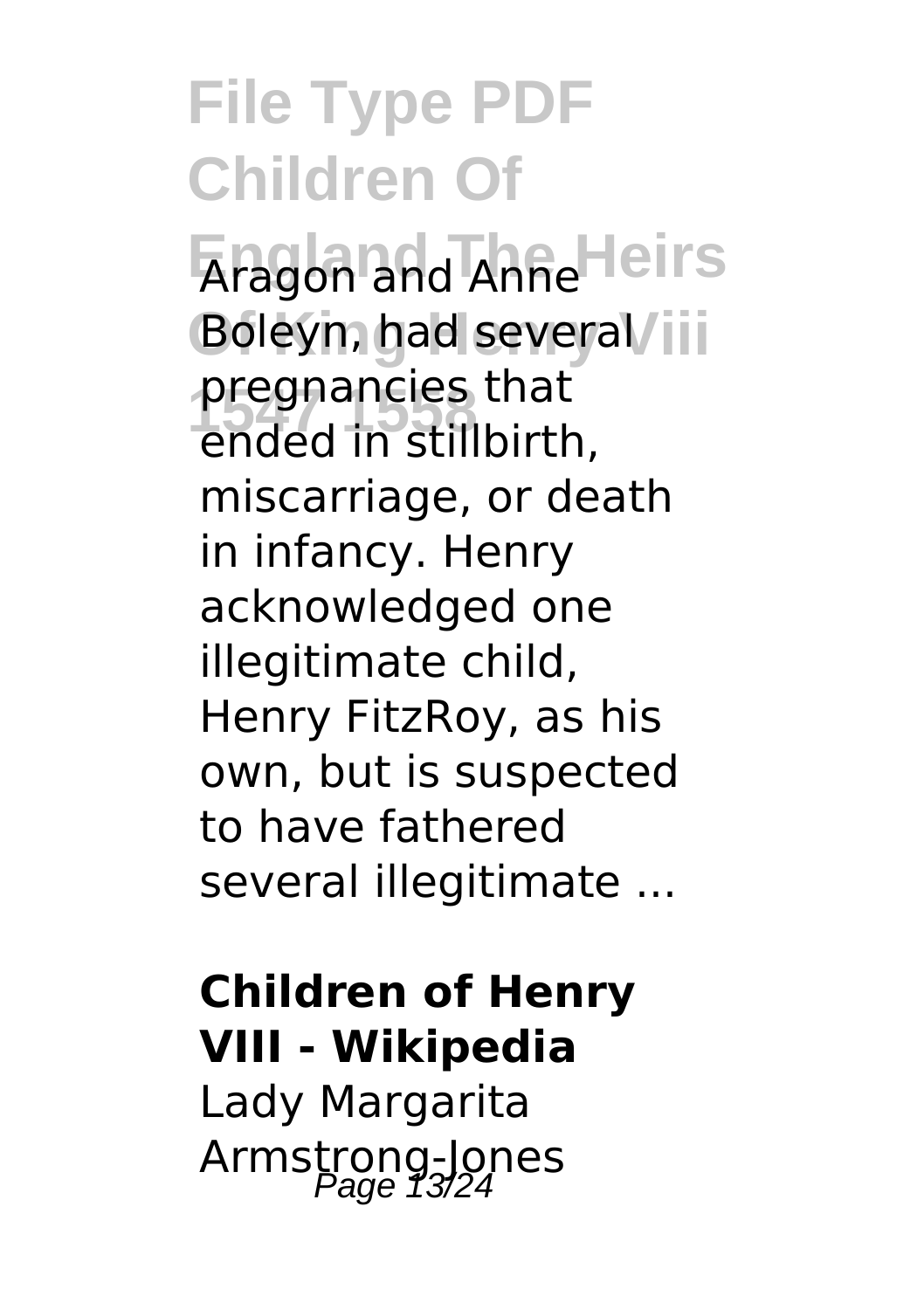Aragon and Anne Boleyn, had several pregnancies that ended in stillbirth, miscarriage, or death in infancy. Henry acknowledged one illegitimate child, Henry FitzRoy, as his own, but is suspected to have fathered several illegitimate ...

**Children of Henry VIII - Wikipedia**

Lady Margarita Armstrong-Jones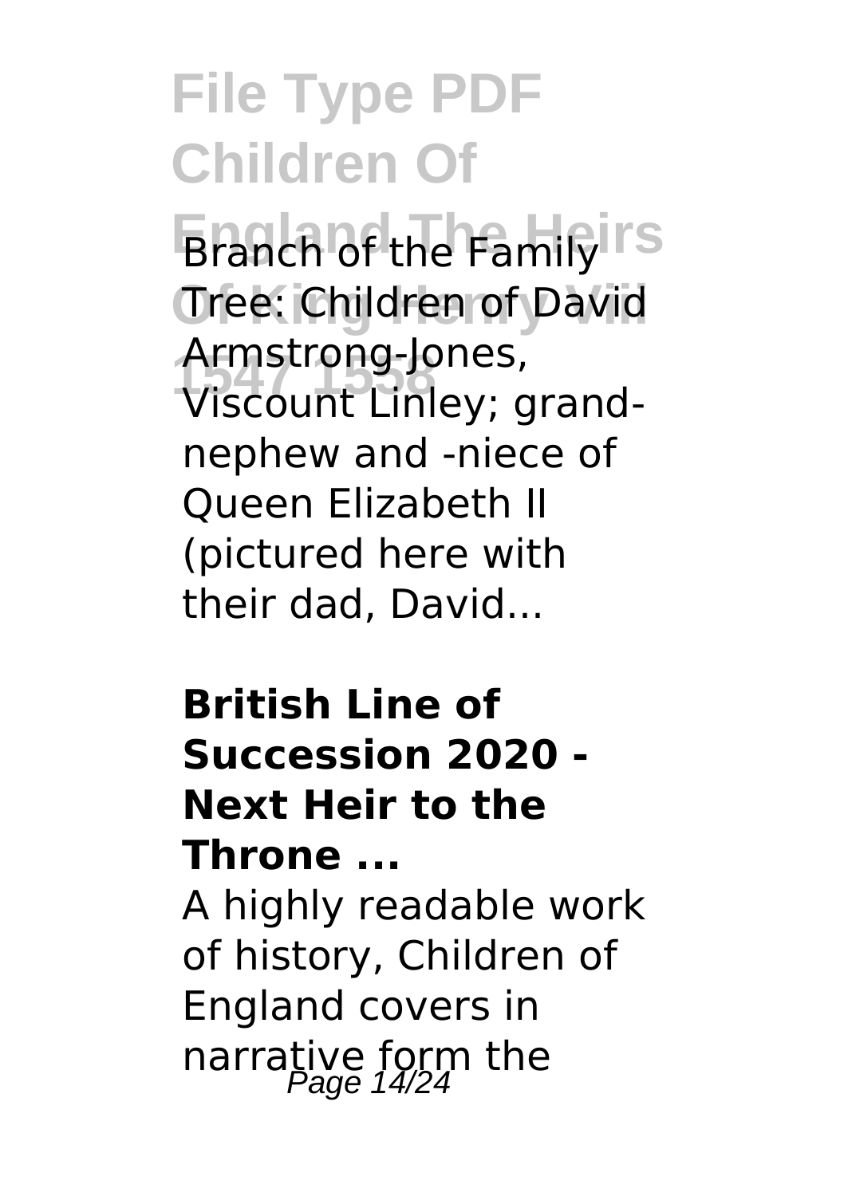Branch of the Family Tree: Children of David Armstrong-Jones, Viscount Linley; grand-nephew and -niece of Queen Elizabeth II (pictured here with their dad, David...

**British Line of Succession 2020 - Next Heir to the Throne ...**

A highly readable work of history, Children of England covers in narrative form the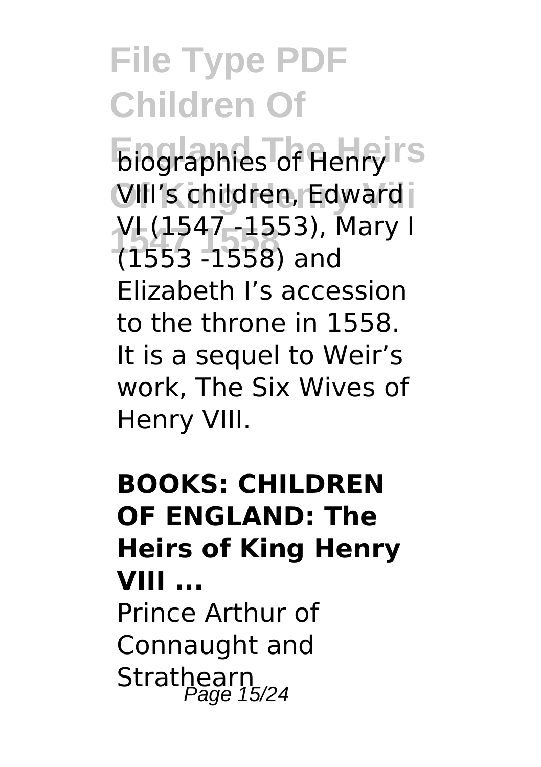biographies of Henry VIII's children, Edward VI (1547 -1553), Mary I (1553 -1558) and Elizabeth I's accession to the throne in 1558. It is a sequel to Weir's work, The Six Wives of Henry VIII.

**BOOKS: CHILDREN OF ENGLAND: The Heirs of King Henry VIII ...**

Prince Arthur of Connaught and Strathearn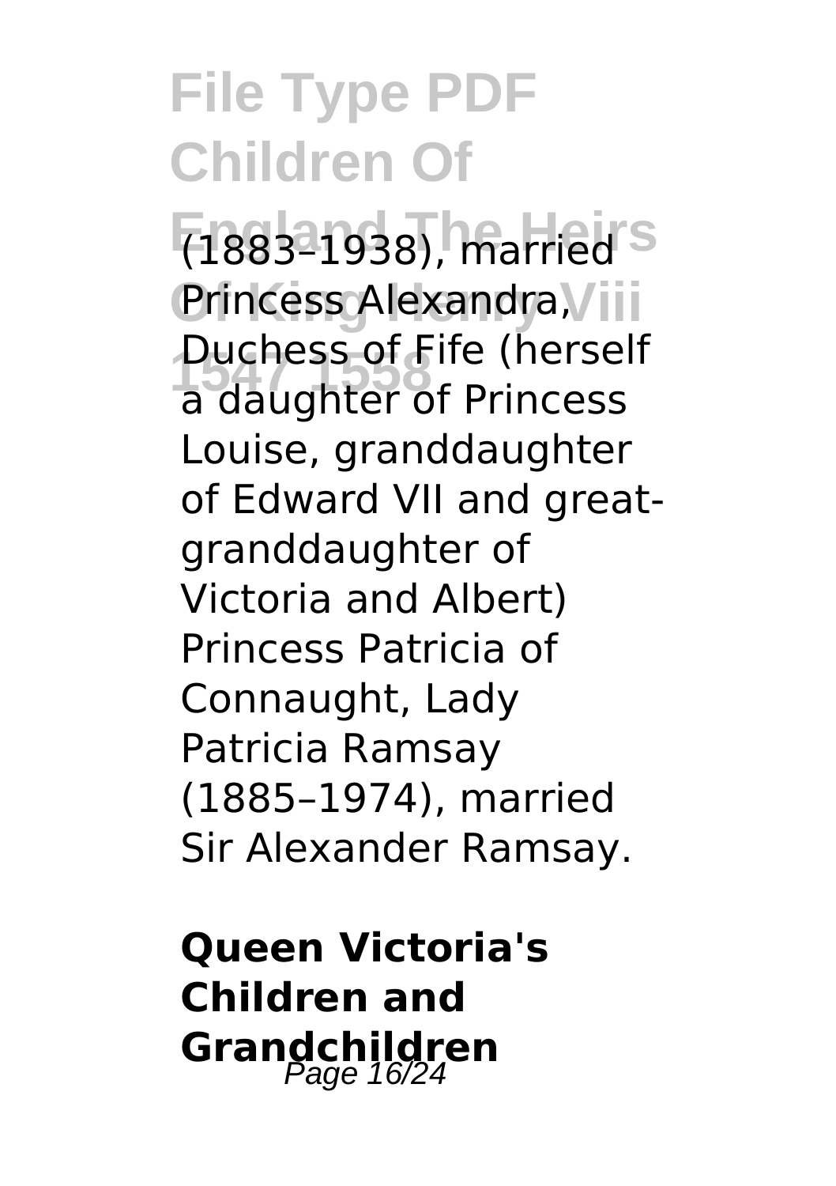(1883–1938), married Princess Alexandra, Duchess of Fife (herself a daughter of Princess Louise, granddaughter of Edward VII and great-granddaughter of Victoria and Albert) Princess Patricia of Connaught, Lady Patricia Ramsay (1885–1974), married Sir Alexander Ramsay.

**Queen Victoria's Children and Grandchildren**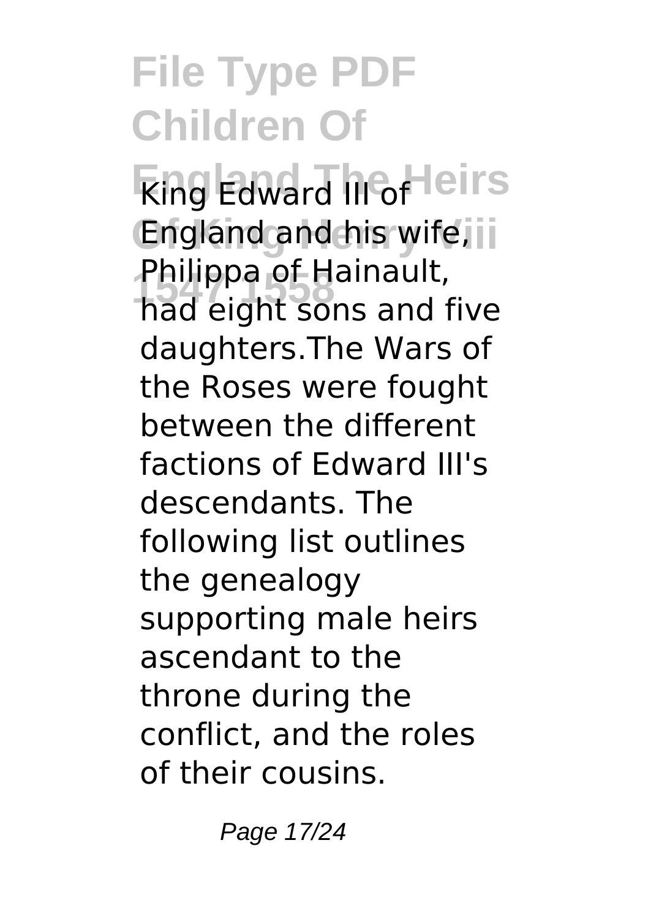King Edward III of England and his wife, Philippa of Hainault, had eight sons and five daughters.The Wars of the Roses were fought between the different factions of Edward III's descendants. The following list outlines the genealogy supporting male heirs ascendant to the throne during the conflict, and the roles of their cousins.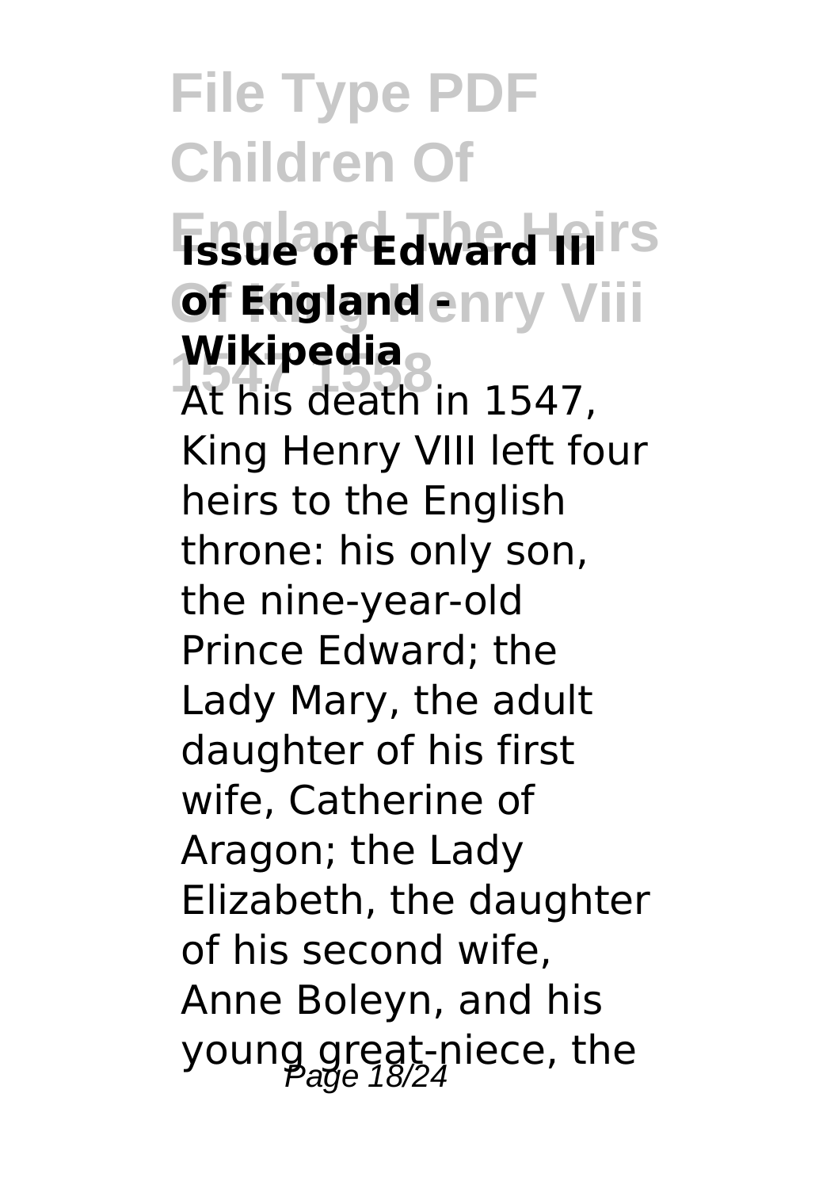**Issue of Edward III of England - Wikipedia**

At his death in 1547, King Henry VIII left four heirs to the English throne: his only son, the nine-year-old Prince Edward; the Lady Mary, the adult daughter of his first wife, Catherine of Aragon; the Lady Elizabeth, the daughter of his second wife, Anne Boleyn, and his young great-niece, the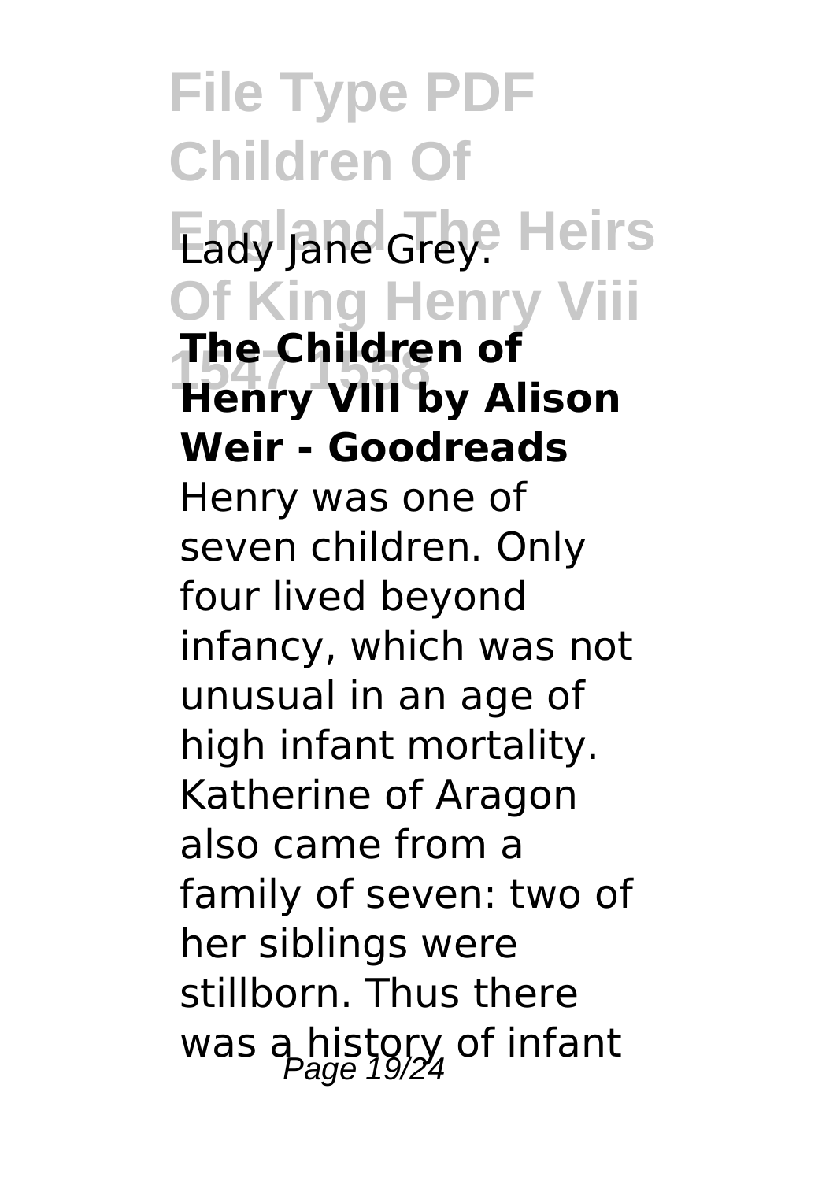Lady Jane Grey.

**The Children of Henry VIII by Alison Weir - Goodreads**

Henry was one of seven children. Only four lived beyond infancy, which was not unusual in an age of high infant mortality. Katherine of Aragon also came from a family of seven: two of her siblings were stillborn. Thus there was a history of infant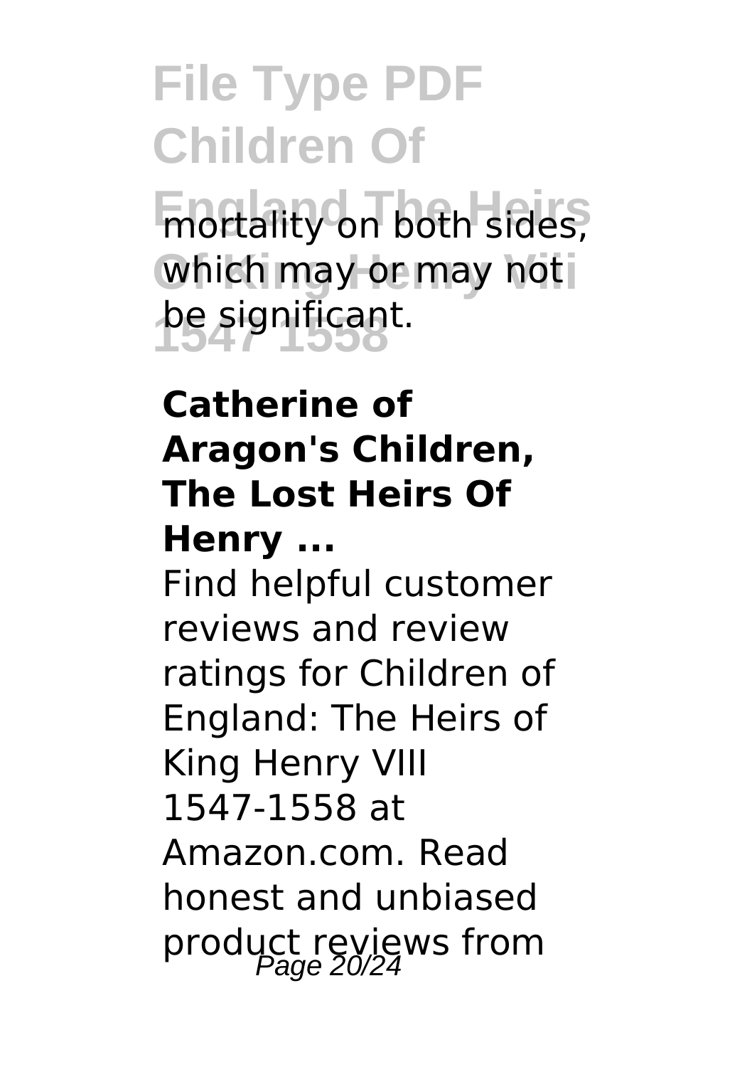mortality on both sides, which may or may not be significant.

**Catherine of Aragon's Children, The Lost Heirs Of Henry ...**

Find helpful customer reviews and review ratings for Children of England: The Heirs of King Henry VIII 1547-1558 at Amazon.com. Read honest and unbiased product reviews from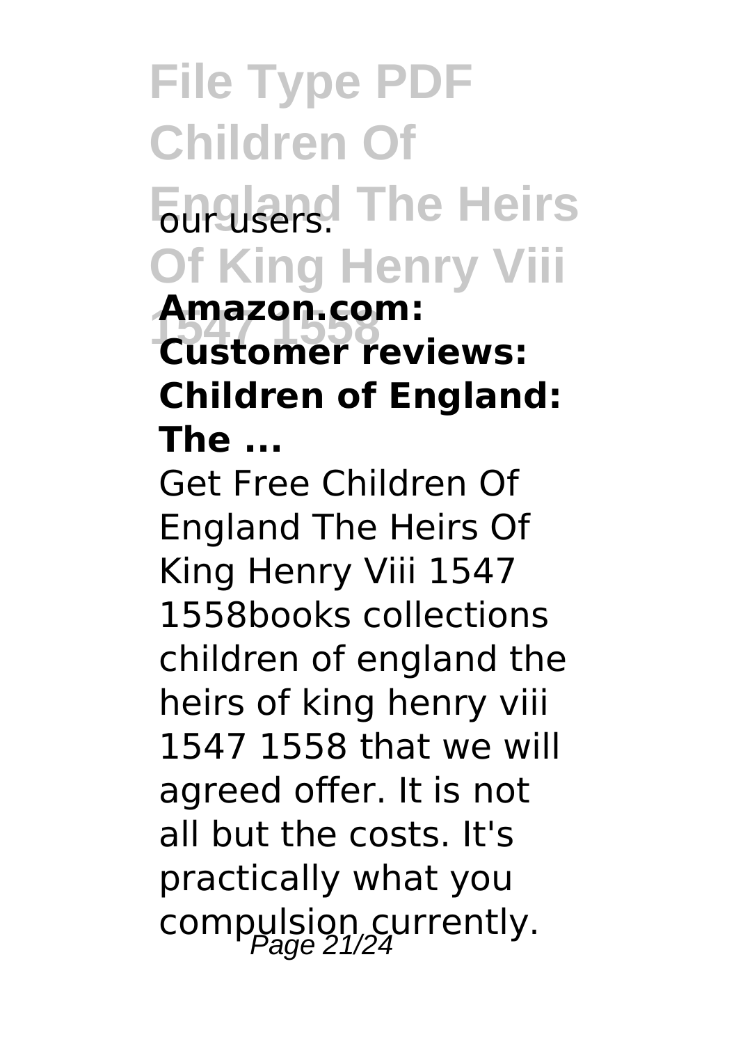our users.

**Amazon.com: Customer reviews: Children of England: The ...**

Get Free Children Of England The Heirs Of King Henry Viii 1547 1558books collections children of england the heirs of king henry viii 1547 1558 that we will agreed offer. It is not all but the costs. It's practically what you compulsion currently.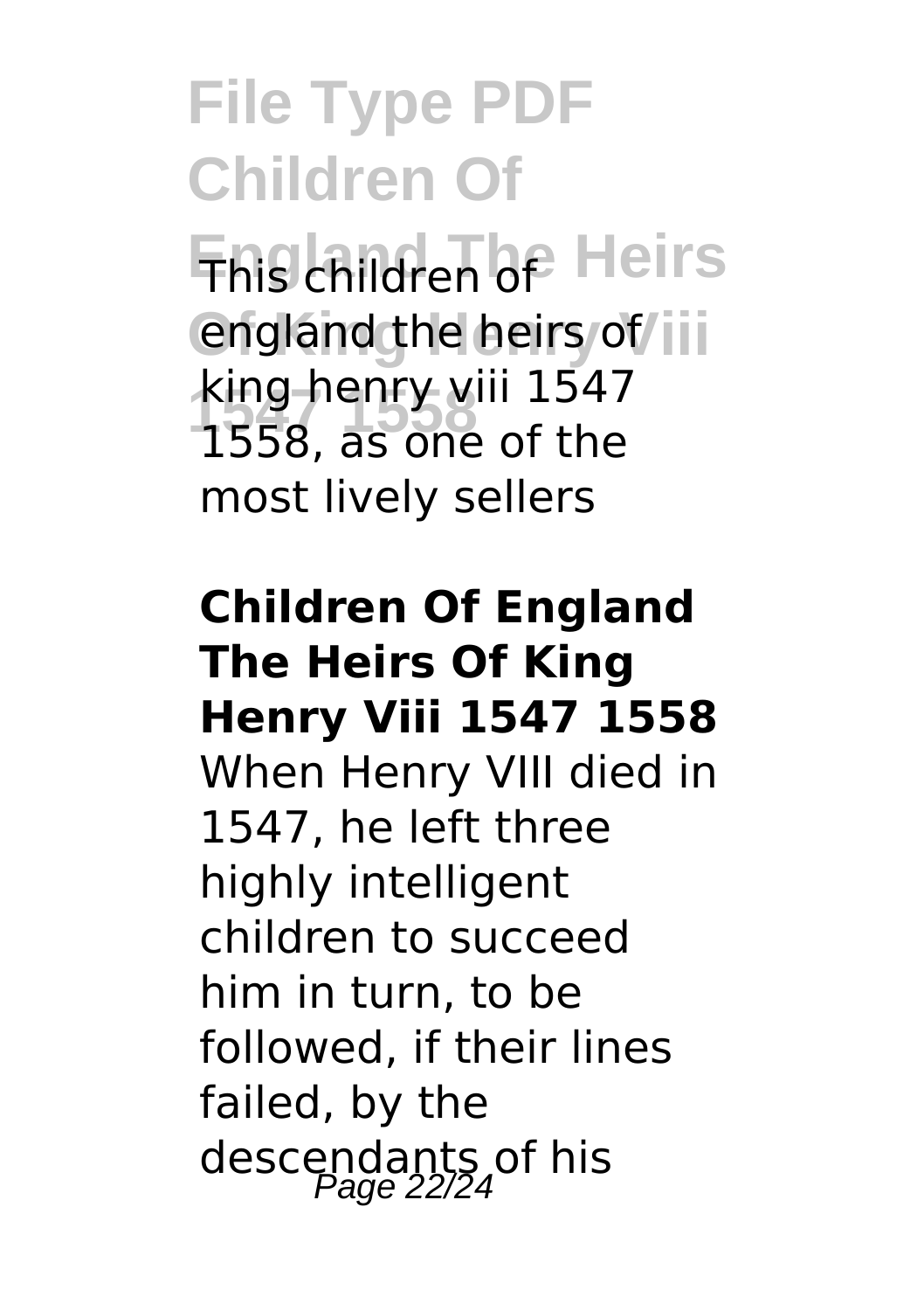This children of england the heirs of king henry viii 1547 1558, as one of the most lively sellers

**Children Of England The Heirs Of King Henry Viii 1547 1558**

When Henry VIII died in 1547, he left three highly intelligent children to succeed him in turn, to be followed, if their lines failed, by the descendants of his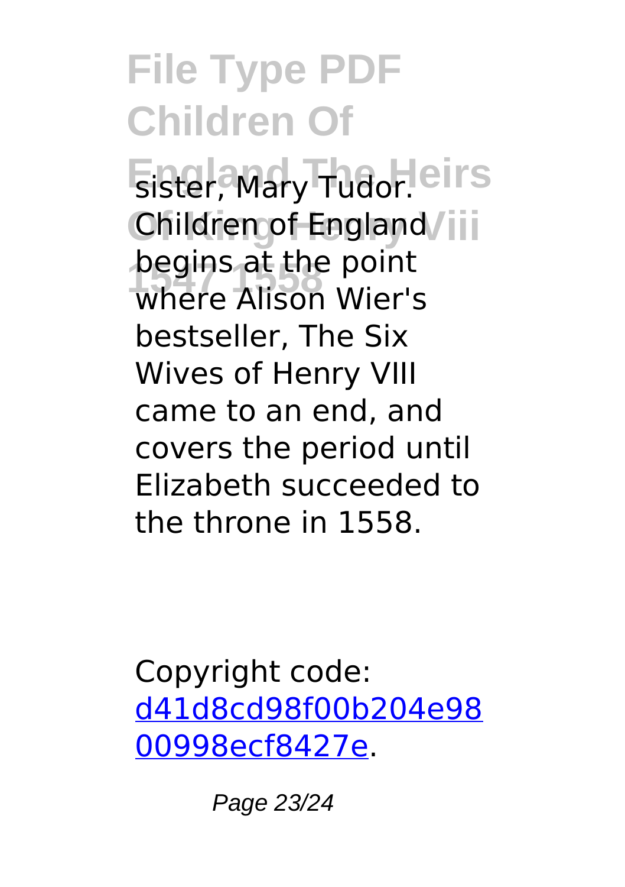sister, Mary Tudor. Children of England begins at the point where Alison Wier's bestseller, The Six Wives of Henry VIII came to an end, and covers the period until Elizabeth succeeded to the throne in 1558.

Copyright code: [d41d8cd98f00b204e9800998ecf8427e](d41d8cd98f00b204e9800998ecf8427e).